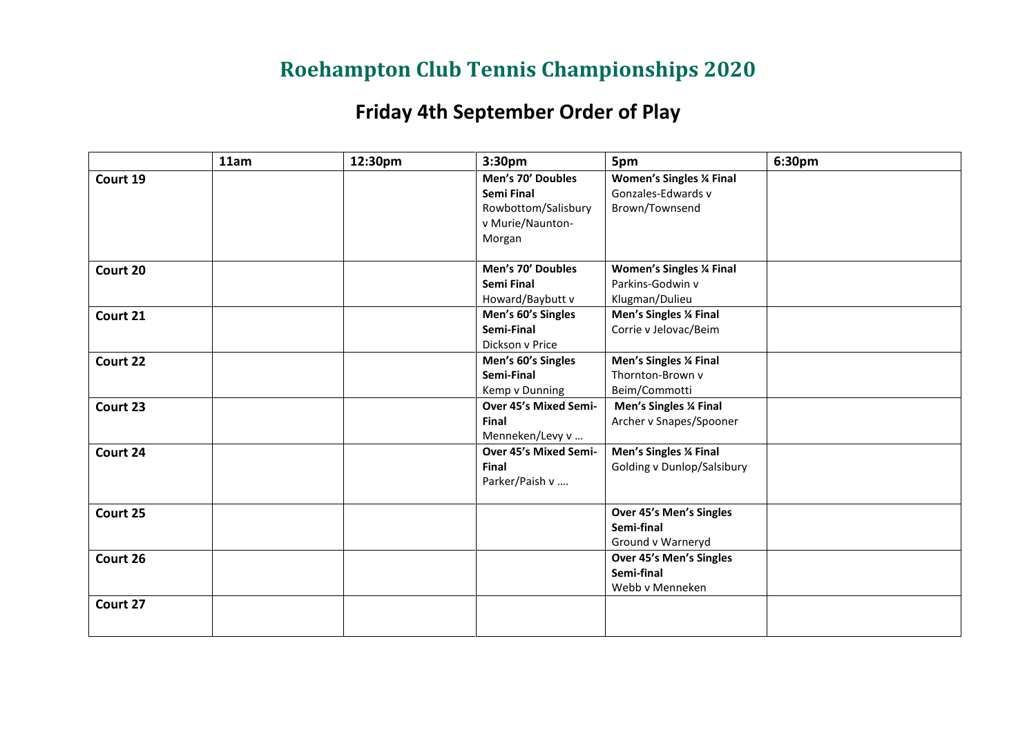# Roehampton Club Tennis Championships 2020

## Friday 4th September Order of Play

| | 11am | 12:30pm | 3:30pm | 5pm | 6:30pm |
|---|---|---|---|---|---|
| **Court 19** | | | **Men's 70' Doubles Semi Final** Rowbottom/Salisbury v Murie/Naunton-Morgan | **Women's Singles ¼ Final** Gonzales-Edwards v Brown/Townsend | |
| **Court 20** | | | **Men's 70' Doubles Semi Final** Howard/Baybutt v | **Women's Singles ¼ Final** Parkins-Godwin v Klugman/Dulieu | |
| **Court 21** | | | **Men's 60's Singles Semi-Final** Dickson v Price | **Men's Singles ¼ Final** Corrie v Jelovac/Beim | |
| **Court 22** | | | **Men's 60's Singles Semi-Final** Kemp v Dunning | **Men's Singles ¼ Final** Thornton-Brown v Beim/Commotti | |
| **Court 23** | | | **Over 45's Mixed Semi-Final** Menneken/Levy v … | **Men's Singles ¼ Final** Archer v Snapes/Spooner | |
| **Court 24** | | | **Over 45's Mixed Semi-Final** Parker/Paish v …. | **Men's Singles ¼ Final** Golding v Dunlop/Salsibury | |
| **Court 25** | | | | **Over 45's Men's Singles Semi-final** Ground v Warneryd | |
| **Court 26** | | | | **Over 45's Men's Singles Semi-final** Webb v Menneken | |
| **Court 27** | | | | | |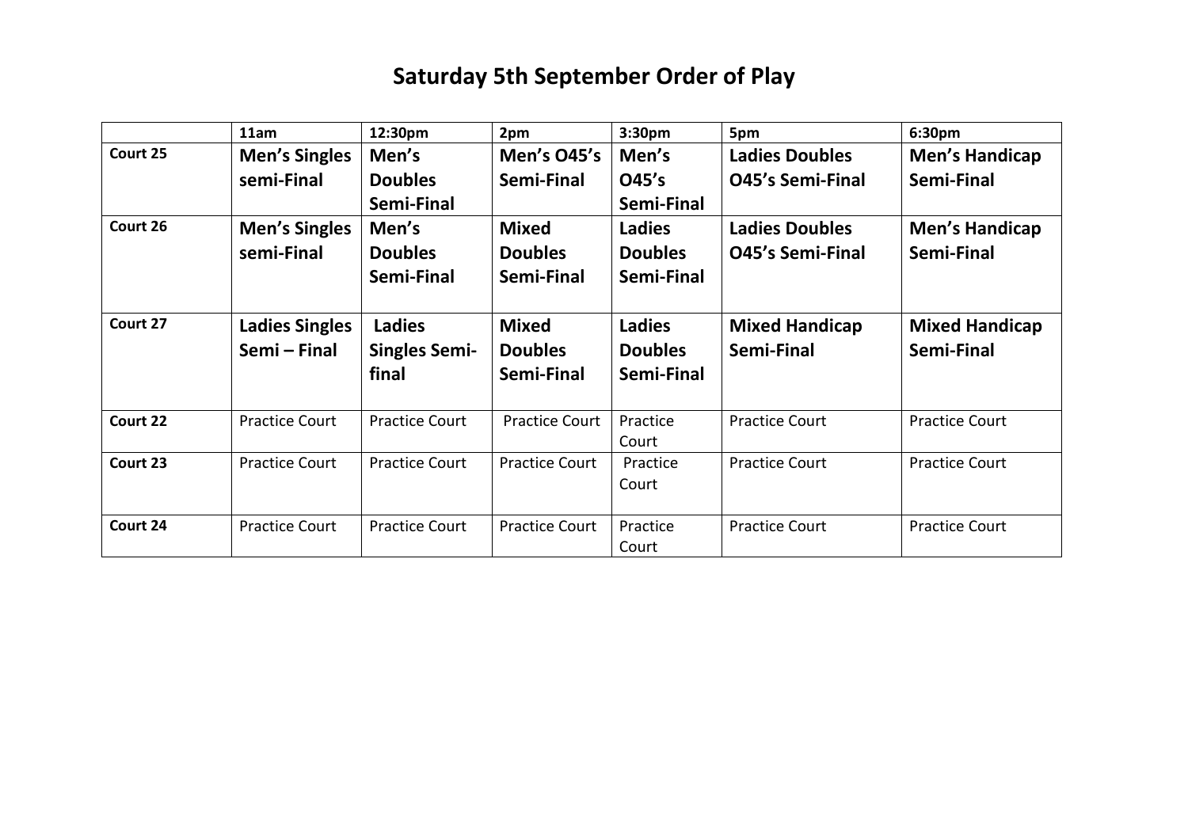# Saturday 5th September Order of Play

| | 11am | 12:30pm | 2pm | 3:30pm | 5pm | 6:30pm |
|---|---|---|---|---|---|---|
| **Court 25** | **Men's Singles semi-Final** | **Men's Doubles Semi-Final** | **Men's O45's Semi-Final** | **Men's O45's Semi-Final** | **Ladies Doubles O45's Semi-Final** | **Men's Handicap Semi-Final** |
| **Court 26** | **Men's Singles semi-Final** | **Men's Doubles Semi-Final** | **Mixed Doubles Semi-Final** | **Ladies Doubles Semi-Final** | **Ladies Doubles O45's Semi-Final** | **Men's Handicap Semi-Final** |
| **Court 27** | **Ladies Singles Semi – Final** | **Ladies Singles Semi-final** | **Mixed Doubles Semi-Final** | **Ladies Doubles Semi-Final** | **Mixed Handicap Semi-Final** | **Mixed Handicap Semi-Final** |
| **Court 22** | Practice Court | Practice Court | Practice Court | Practice Court | Practice Court | Practice Court |
| **Court 23** | Practice Court | Practice Court | Practice Court | Practice Court | Practice Court | Practice Court |
| **Court 24** | Practice Court | Practice Court | Practice Court | Practice Court | Practice Court | Practice Court |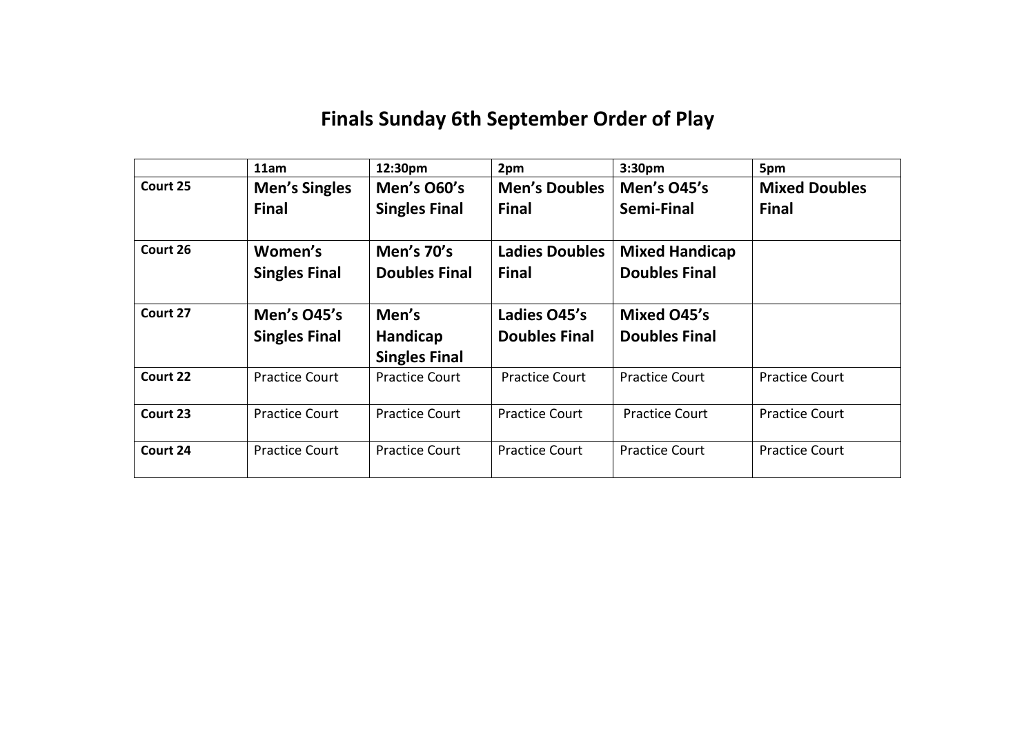# Finals Sunday 6th September Order of Play

| | 11am | 12:30pm | 2pm | 3:30pm | 5pm |
|---|---|---|---|---|---|
| **Court 25** | **Men's Singles Final** | **Men's O60's Singles Final** | **Men's Doubles Final** | **Men's O45's Semi-Final** | **Mixed Doubles Final** |
| **Court 26** | **Women's Singles Final** | **Men's 70's Doubles Final** | **Ladies Doubles Final** | **Mixed Handicap Doubles Final** | |
| **Court 27** | **Men's O45's Singles Final** | **Men's Handicap Singles Final** | **Ladies O45's Doubles Final** | **Mixed O45's Doubles Final** | |
| **Court 22** | Practice Court | Practice Court | Practice Court | Practice Court | Practice Court |
| **Court 23** | Practice Court | Practice Court | Practice Court | Practice Court | Practice Court |
| **Court 24** | Practice Court | Practice Court | Practice Court | Practice Court | Practice Court |